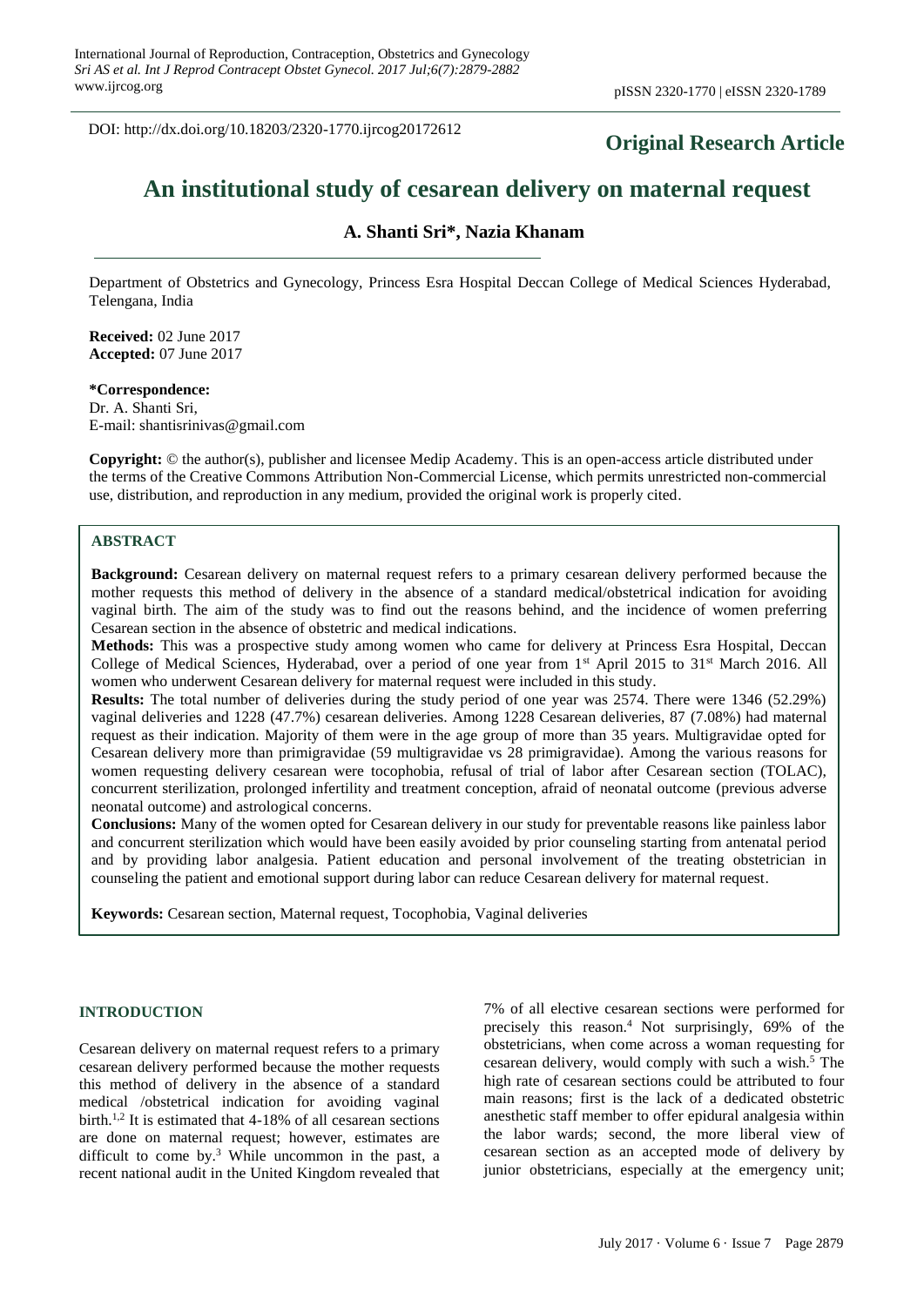DOI: http://dx.doi.org/10.18203/2320-1770.ijrcog20172612

**Original Research Article**

# An institutional study of cesarean delivery on maternal request

**A. Shanti Sri\*, Nazia Khanam**

Department of Obstetrics and Gynecology, Princess Esra Hospital Deccan College of Medical Sciences Hyderabad, Telengana, India

**Received:** 02 June 2017
**Accepted:** 07 June 2017

**\*Correspondence:**
Dr. A. Shanti Sri,
E-mail: shantisrinivas@gmail.com

**Copyright:** © the author(s), publisher and licensee Medip Academy. This is an open-access article distributed under the terms of the Creative Commons Attribution Non-Commercial License, which permits unrestricted non-commercial use, distribution, and reproduction in any medium, provided the original work is properly cited.

## ABSTRACT

**Background:** Cesarean delivery on maternal request refers to a primary cesarean delivery performed because the mother requests this method of delivery in the absence of a standard medical/obstetrical indication for avoiding vaginal birth. The aim of the study was to find out the reasons behind, and the incidence of women preferring Cesarean section in the absence of obstetric and medical indications.

**Methods:** This was a prospective study among women who came for delivery at Princess Esra Hospital, Deccan College of Medical Sciences, Hyderabad, over a period of one year from 1st April 2015 to 31st March 2016. All women who underwent Cesarean delivery for maternal request were included in this study.

**Results:** The total number of deliveries during the study period of one year was 2574. There were 1346 (52.29%) vaginal deliveries and 1228 (47.7%) cesarean deliveries. Among 1228 Cesarean deliveries, 87 (7.08%) had maternal request as their indication. Majority of them were in the age group of more than 35 years. Multigravidae opted for Cesarean delivery more than primigravidae (59 multigravidae vs 28 primigravidae). Among the various reasons for women requesting delivery cesarean were tocophobia, refusal of trial of labor after Cesarean section (TOLAC), concurrent sterilization, prolonged infertility and treatment conception, afraid of neonatal outcome (previous adverse neonatal outcome) and astrological concerns.

**Conclusions:** Many of the women opted for Cesarean delivery in our study for preventable reasons like painless labor and concurrent sterilization which would have been easily avoided by prior counseling starting from antenatal period and by providing labor analgesia. Patient education and personal involvement of the treating obstetrician in counseling the patient and emotional support during labor can reduce Cesarean delivery for maternal request.

**Keywords:** Cesarean section, Maternal request, Tocophobia, Vaginal deliveries

## INTRODUCTION

Cesarean delivery on maternal request refers to a primary cesarean delivery performed because the mother requests this method of delivery in the absence of a standard medical /obstetrical indication for avoiding vaginal birth.[1,2] It is estimated that 4-18% of all cesarean sections are done on maternal request; however, estimates are difficult to come by.[3] While uncommon in the past, a recent national audit in the United Kingdom revealed that 7% of all elective cesarean sections were performed for precisely this reason.[4] Not surprisingly, 69% of the obstetricians, when come across a woman requesting for cesarean delivery, would comply with such a wish.[5] The high rate of cesarean sections could be attributed to four main reasons; first is the lack of a dedicated obstetric anesthetic staff member to offer epidural analgesia within the labor wards; second, the more liberal view of cesarean section as an accepted mode of delivery by junior obstetricians, especially at the emergency unit;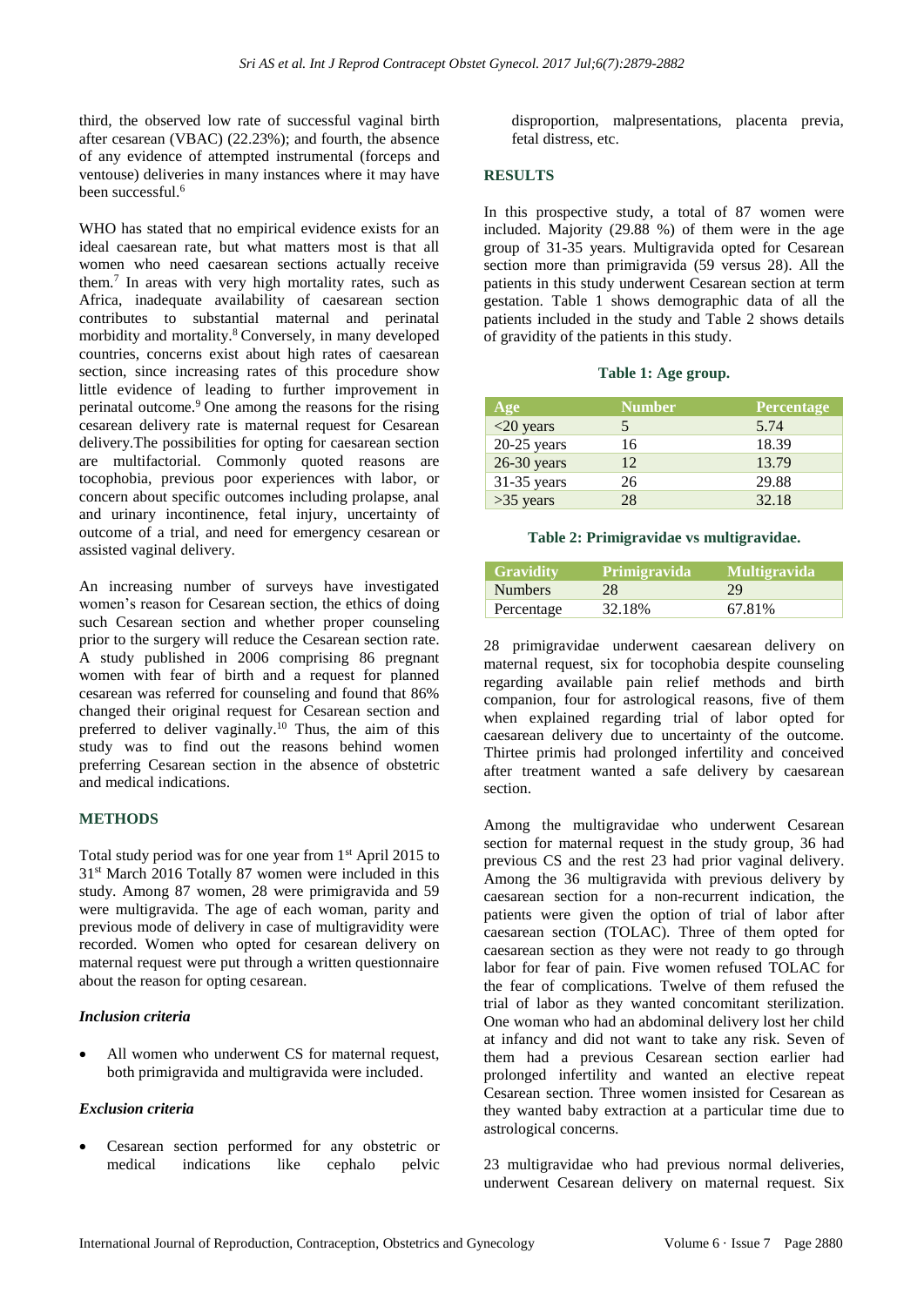third, the observed low rate of successful vaginal birth after cesarean (VBAC) (22.23%); and fourth, the absence of any evidence of attempted instrumental (forceps and ventouse) deliveries in many instances where it may have been successful.[6]

WHO has stated that no empirical evidence exists for an ideal caesarean rate, but what matters most is that all women who need caesarean sections actually receive them.[7] In areas with very high mortality rates, such as Africa, inadequate availability of caesarean section contributes to substantial maternal and perinatal morbidity and mortality.[8] Conversely, in many developed countries, concerns exist about high rates of caesarean section, since increasing rates of this procedure show little evidence of leading to further improvement in perinatal outcome.[9] One among the reasons for the rising cesarean delivery rate is maternal request for Cesarean delivery.The possibilities for opting for caesarean section are multifactorial. Commonly quoted reasons are tocophobia, previous poor experiences with labor, or concern about specific outcomes including prolapse, anal and urinary incontinence, fetal injury, uncertainty of outcome of a trial, and need for emergency cesarean or assisted vaginal delivery.

An increasing number of surveys have investigated women's reason for Cesarean section, the ethics of doing such Cesarean section and whether proper counseling prior to the surgery will reduce the Cesarean section rate. A study published in 2006 comprising 86 pregnant women with fear of birth and a request for planned cesarean was referred for counseling and found that 86% changed their original request for Cesarean section and preferred to deliver vaginally.[10] Thus, the aim of this study was to find out the reasons behind women preferring Cesarean section in the absence of obstetric and medical indications.

## METHODS

Total study period was for one year from 1st April 2015 to 31st March 2016 Totally 87 women were included in this study. Among 87 women, 28 were primigravida and 59 were multigravida. The age of each woman, parity and previous mode of delivery in case of multigravidity were recorded. Women who opted for cesarean delivery on maternal request were put through a written questionnaire about the reason for opting cesarean.

### *Inclusion criteria*

- All women who underwent CS for maternal request, both primigravida and multigravida were included.

### *Exclusion criteria*

- Cesarean section performed for any obstetric or medical indications like cephalo pelvic disproportion, malpresentations, placenta previa, fetal distress, etc.

## RESULTS

In this prospective study, a total of 87 women were included. Majority (29.88 %) of them were in the age group of 31-35 years. Multigravida opted for Cesarean section more than primigravida (59 versus 28). All the patients in this study underwent Cesarean section at term gestation. Table 1 shows demographic data of all the patients included in the study and Table 2 shows details of gravidity of the patients in this study.

**Table 1: Age group.**

| Age | Number | Percentage |
|---|---|---|
| <20 years | 5 | 5.74 |
| 20-25 years | 16 | 18.39 |
| 26-30 years | 12 | 13.79 |
| 31-35 years | 26 | 29.88 |
| >35 years | 28 | 32.18 |

**Table 2: Primigravidae vs multigravidae.**

| Gravidity | Primigravida | Multigravida |
|---|---|---|
| Numbers | 28 | 29 |
| Percentage | 32.18% | 67.81% |

28 primigravidae underwent caesarean delivery on maternal request, six for tocophobia despite counseling regarding available pain relief methods and birth companion, four for astrological reasons, five of them when explained regarding trial of labor opted for caesarean delivery due to uncertainty of the outcome. Thirtee primis had prolonged infertility and conceived after treatment wanted a safe delivery by caesarean section.

Among the multigravidae who underwent Cesarean section for maternal request in the study group, 36 had previous CS and the rest 23 had prior vaginal delivery. Among the 36 multigravida with previous delivery by caesarean section for a non-recurrent indication, the patients were given the option of trial of labor after caesarean section (TOLAC). Three of them opted for caesarean section as they were not ready to go through labor for fear of pain. Five women refused TOLAC for the fear of complications. Twelve of them refused the trial of labor as they wanted concomitant sterilization. One woman who had an abdominal delivery lost her child at infancy and did not want to take any risk. Seven of them had a previous Cesarean section earlier had prolonged infertility and wanted an elective repeat Cesarean section. Three women insisted for Cesarean as they wanted baby extraction at a particular time due to astrological concerns.

23 multigravidae who had previous normal deliveries, underwent Cesarean delivery on maternal request. Six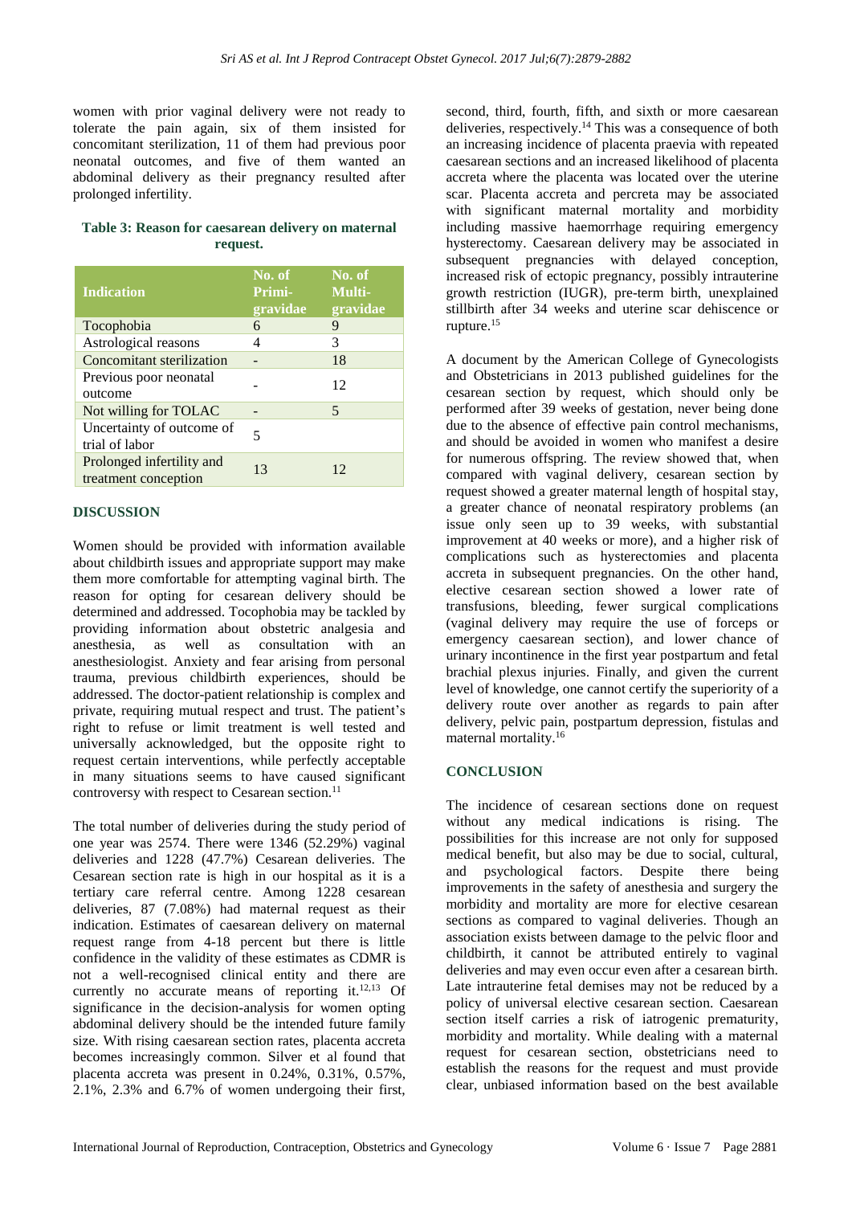women with prior vaginal delivery were not ready to tolerate the pain again, six of them insisted for concomitant sterilization, 11 of them had previous poor neonatal outcomes, and five of them wanted an abdominal delivery as their pregnancy resulted after prolonged infertility.

**Table 3: Reason for caesarean delivery on maternal request.**

| Indication | No. of Primi-gravidae | No. of Multi-gravidae |
| --- | --- | --- |
| Tocophobia | 6 | 9 |
| Astrological reasons | 4 | 3 |
| Concomitant sterilization | - | 18 |
| Previous poor neonatal outcome | - | 12 |
| Not willing for TOLAC | - | 5 |
| Uncertainty of outcome of trial of labor | 5 | |
| Prolonged infertility and treatment conception | 13 | 12 |

## DISCUSSION

Women should be provided with information available about childbirth issues and appropriate support may make them more comfortable for attempting vaginal birth. The reason for opting for cesarean delivery should be determined and addressed. Tocophobia may be tackled by providing information about obstetric analgesia and anesthesia, as well as consultation with an anesthesiologist. Anxiety and fear arising from personal trauma, previous childbirth experiences, should be addressed. The doctor-patient relationship is complex and private, requiring mutual respect and trust. The patient's right to refuse or limit treatment is well tested and universally acknowledged, but the opposite right to request certain interventions, while perfectly acceptable in many situations seems to have caused significant controversy with respect to Cesarean section.[11]

The total number of deliveries during the study period of one year was 2574. There were 1346 (52.29%) vaginal deliveries and 1228 (47.7%) Cesarean deliveries. The Cesarean section rate is high in our hospital as it is a tertiary care referral centre. Among 1228 cesarean deliveries, 87 (7.08%) had maternal request as their indication. Estimates of caesarean delivery on maternal request range from 4-18 percent but there is little confidence in the validity of these estimates as CDMR is not a well-recognised clinical entity and there are currently no accurate means of reporting it.[12,13] Of significance in the decision-analysis for women opting abdominal delivery should be the intended future family size. With rising caesarean section rates, placenta accreta becomes increasingly common. Silver et al found that placenta accreta was present in 0.24%, 0.31%, 0.57%, 2.1%, 2.3% and 6.7% of women undergoing their first, second, third, fourth, fifth, and sixth or more caesarean deliveries, respectively.[14] This was a consequence of both an increasing incidence of placenta praevia with repeated caesarean sections and an increased likelihood of placenta accreta where the placenta was located over the uterine scar. Placenta accreta and percreta may be associated with significant maternal mortality and morbidity including massive haemorrhage requiring emergency hysterectomy. Caesarean delivery may be associated in subsequent pregnancies with delayed conception, increased risk of ectopic pregnancy, possibly intrauterine growth restriction (IUGR), pre-term birth, unexplained stillbirth after 34 weeks and uterine scar dehiscence or rupture.[15]

A document by the American College of Gynecologists and Obstetricians in 2013 published guidelines for the cesarean section by request, which should only be performed after 39 weeks of gestation, never being done due to the absence of effective pain control mechanisms, and should be avoided in women who manifest a desire for numerous offspring. The review showed that, when compared with vaginal delivery, cesarean section by request showed a greater maternal length of hospital stay, a greater chance of neonatal respiratory problems (an issue only seen up to 39 weeks, with substantial improvement at 40 weeks or more), and a higher risk of complications such as hysterectomies and placenta accreta in subsequent pregnancies. On the other hand, elective cesarean section showed a lower rate of transfusions, bleeding, fewer surgical complications (vaginal delivery may require the use of forceps or emergency caesarean section), and lower chance of urinary incontinence in the first year postpartum and fetal brachial plexus injuries. Finally, and given the current level of knowledge, one cannot certify the superiority of a delivery route over another as regards to pain after delivery, pelvic pain, postpartum depression, fistulas and maternal mortality.[16]

## CONCLUSION

The incidence of cesarean sections done on request without any medical indications is rising. The possibilities for this increase are not only for supposed medical benefit, but also may be due to social, cultural, and psychological factors. Despite there being improvements in the safety of anesthesia and surgery the morbidity and mortality are more for elective cesarean sections as compared to vaginal deliveries. Though an association exists between damage to the pelvic floor and childbirth, it cannot be attributed entirely to vaginal deliveries and may even occur even after a cesarean birth. Late intrauterine fetal demises may not be reduced by a policy of universal elective cesarean section. Caesarean section itself carries a risk of iatrogenic prematurity, morbidity and mortality. While dealing with a maternal request for cesarean section, obstetricians need to establish the reasons for the request and must provide clear, unbiased information based on the best available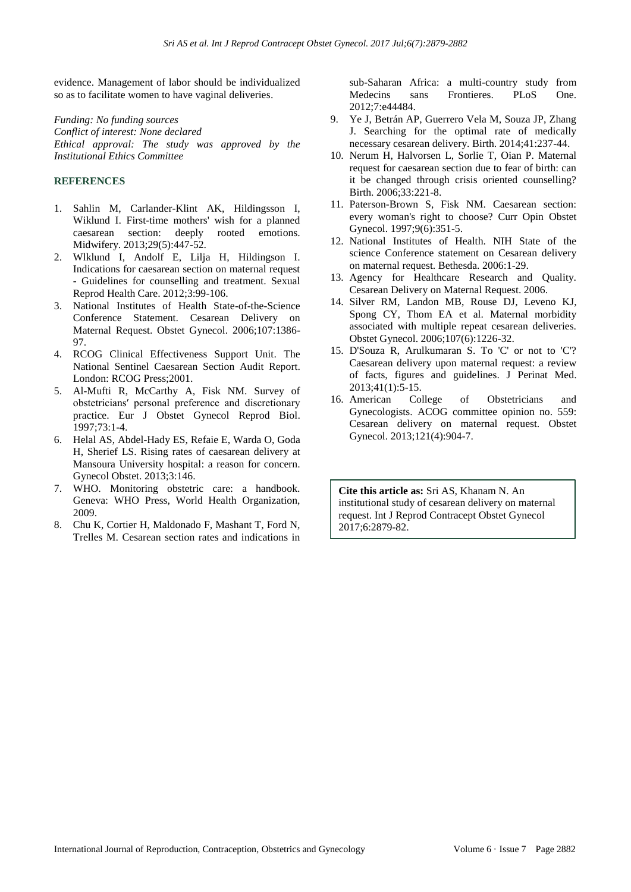evidence. Management of labor should be individualized so as to facilitate women to have vaginal deliveries.

*Funding: No funding sources*
*Conflict of interest: None declared*
*Ethical approval: The study was approved by the Institutional Ethics Committee*

## REFERENCES

1. Sahlin M, Carlander-Klint AK, Hildingsson I, Wiklund I. First-time mothers' wish for a planned caesarean section: deeply rooted emotions. Midwifery. 2013;29(5):447-52.
2. Wlklund I, Andolf E, Lilja H, Hildingson I. Indications for caesarean section on maternal request - Guidelines for counselling and treatment. Sexual Reprod Health Care. 2012;3:99-106.
3. National Institutes of Health State-of-the-Science Conference Statement. Cesarean Delivery on Maternal Request. Obstet Gynecol. 2006;107:1386-97.
4. RCOG Clinical Effectiveness Support Unit. The National Sentinel Caesarean Section Audit Report. London: RCOG Press;2001.
5. Al-Mufti R, McCarthy A, Fisk NM. Survey of obstetricians′ personal preference and discretionary practice. Eur J Obstet Gynecol Reprod Biol. 1997;73:1-4.
6. Helal AS, Abdel-Hady ES, Refaie E, Warda O, Goda H, Sherief LS. Rising rates of caesarean delivery at Mansoura University hospital: a reason for concern. Gynecol Obstet. 2013;3:146.
7. WHO. Monitoring obstetric care: a handbook. Geneva: WHO Press, World Health Organization, 2009.
8. Chu K, Cortier H, Maldonado F, Mashant T, Ford N, Trelles M. Cesarean section rates and indications in sub-Saharan Africa: a multi-country study from Medecins sans Frontieres. PLoS One. 2012;7:e44484.
9. Ye J, Betrán AP, Guerrero Vela M, Souza JP, Zhang J. Searching for the optimal rate of medically necessary cesarean delivery. Birth. 2014;41:237-44.
10. Nerum H, Halvorsen L, Sorlie T, Oian P. Maternal request for caesarean section due to fear of birth: can it be changed through crisis oriented counselling? Birth. 2006;33:221-8.
11. Paterson-Brown S, Fisk NM. Caesarean section: every woman's right to choose? Curr Opin Obstet Gynecol. 1997;9(6):351-5.
12. National Institutes of Health. NIH State of the science Conference statement on Cesarean delivery on maternal request. Bethesda. 2006:1-29.
13. Agency for Healthcare Research and Quality. Cesarean Delivery on Maternal Request. 2006.
14. Silver RM, Landon MB, Rouse DJ, Leveno KJ, Spong CY, Thom EA et al. Maternal morbidity associated with multiple repeat cesarean deliveries. Obstet Gynecol. 2006;107(6):1226-32.
15. D'Souza R, Arulkumaran S. To 'C' or not to 'C'? Caesarean delivery upon maternal request: a review of facts, figures and guidelines. J Perinat Med. 2013;41(1):5-15.
16. American College of Obstetricians and Gynecologists. ACOG committee opinion no. 559: Cesarean delivery on maternal request. Obstet Gynecol. 2013;121(4):904-7.

**Cite this article as:** Sri AS, Khanam N. An institutional study of cesarean delivery on maternal request. Int J Reprod Contracept Obstet Gynecol 2017;6:2879-82.